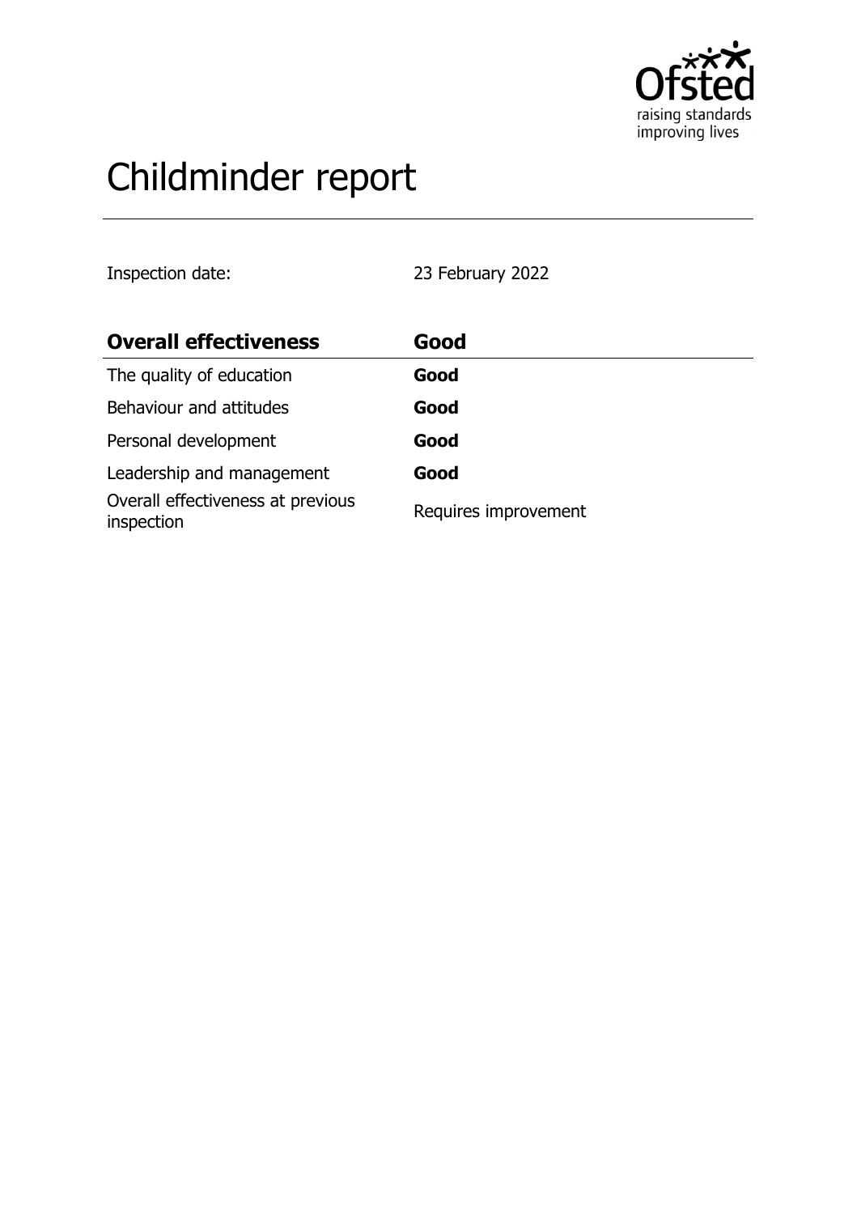Ofsted
raising standards
improving lives

# Childminder report

Inspection date: 23 February 2022

| **Overall effectiveness** | **Good** |
|---|---|
| The quality of education | **Good** |
| Behaviour and attitudes | **Good** |
| Personal development | **Good** |
| Leadership and management | **Good** |
| Overall effectiveness at previous inspection | Requires improvement |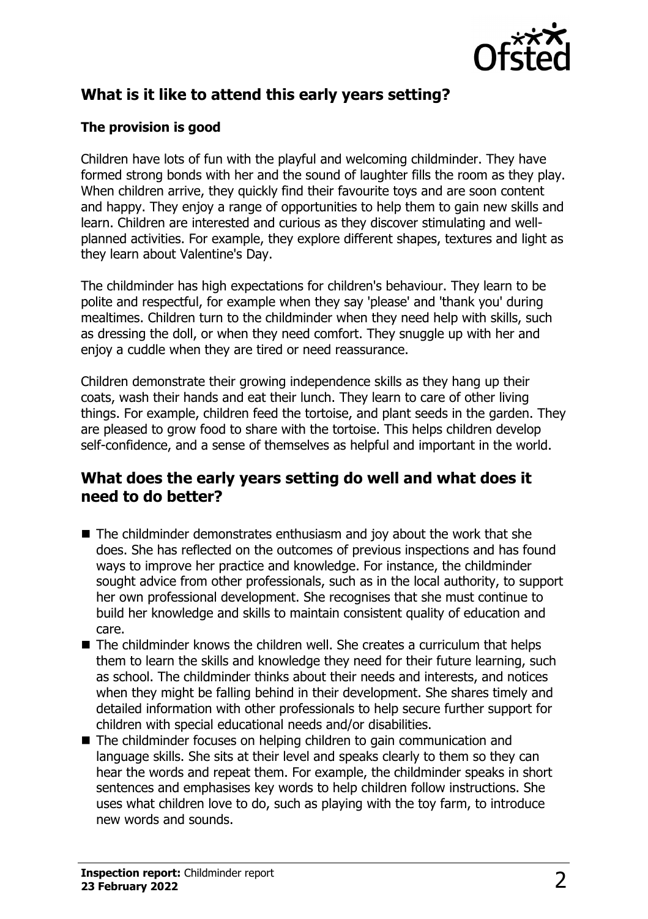## What is it like to attend this early years setting?

### The provision is good

Children have lots of fun with the playful and welcoming childminder. They have formed strong bonds with her and the sound of laughter fills the room as they play. When children arrive, they quickly find their favourite toys and are soon content and happy. They enjoy a range of opportunities to help them to gain new skills and learn. Children are interested and curious as they discover stimulating and well-planned activities. For example, they explore different shapes, textures and light as they learn about Valentine's Day.

The childminder has high expectations for children's behaviour. They learn to be polite and respectful, for example when they say 'please' and 'thank you' during mealtimes. Children turn to the childminder when they need help with skills, such as dressing the doll, or when they need comfort. They snuggle up with her and enjoy a cuddle when they are tired or need reassurance.

Children demonstrate their growing independence skills as they hang up their coats, wash their hands and eat their lunch. They learn to care of other living things. For example, children feed the tortoise, and plant seeds in the garden. They are pleased to grow food to share with the tortoise. This helps children develop self-confidence, and a sense of themselves as helpful and important in the world.

## What does the early years setting do well and what does it need to do better?

- The childminder demonstrates enthusiasm and joy about the work that she does. She has reflected on the outcomes of previous inspections and has found ways to improve her practice and knowledge. For instance, the childminder sought advice from other professionals, such as in the local authority, to support her own professional development. She recognises that she must continue to build her knowledge and skills to maintain consistent quality of education and care.
- The childminder knows the children well. She creates a curriculum that helps them to learn the skills and knowledge they need for their future learning, such as school. The childminder thinks about their needs and interests, and notices when they might be falling behind in their development. She shares timely and detailed information with other professionals to help secure further support for children with special educational needs and/or disabilities.
- The childminder focuses on helping children to gain communication and language skills. She sits at their level and speaks clearly to them so they can hear the words and repeat them. For example, the childminder speaks in short sentences and emphasises key words to help children follow instructions. She uses what children love to do, such as playing with the toy farm, to introduce new words and sounds.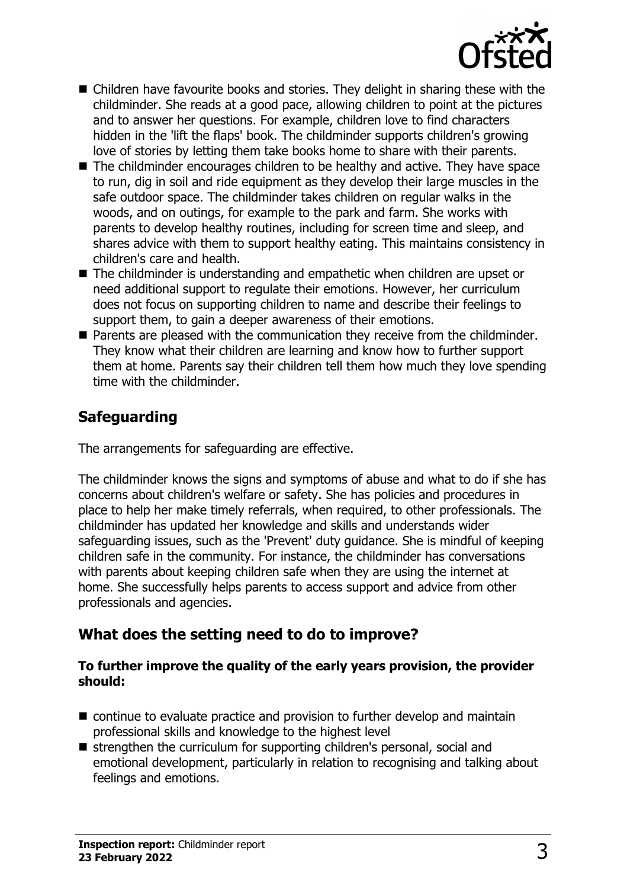- Children have favourite books and stories. They delight in sharing these with the childminder. She reads at a good pace, allowing children to point at the pictures and to answer her questions. For example, children love to find characters hidden in the 'lift the flaps' book. The childminder supports children's growing love of stories by letting them take books home to share with their parents.
- The childminder encourages children to be healthy and active. They have space to run, dig in soil and ride equipment as they develop their large muscles in the safe outdoor space. The childminder takes children on regular walks in the woods, and on outings, for example to the park and farm. She works with parents to develop healthy routines, including for screen time and sleep, and shares advice with them to support healthy eating. This maintains consistency in children's care and health.
- The childminder is understanding and empathetic when children are upset or need additional support to regulate their emotions. However, her curriculum does not focus on supporting children to name and describe their feelings to support them, to gain a deeper awareness of their emotions.
- Parents are pleased with the communication they receive from the childminder. They know what their children are learning and know how to further support them at home. Parents say their children tell them how much they love spending time with the childminder.

## Safeguarding

The arrangements for safeguarding are effective.

The childminder knows the signs and symptoms of abuse and what to do if she has concerns about children's welfare or safety. She has policies and procedures in place to help her make timely referrals, when required, to other professionals. The childminder has updated her knowledge and skills and understands wider safeguarding issues, such as the 'Prevent' duty guidance. She is mindful of keeping children safe in the community. For instance, the childminder has conversations with parents about keeping children safe when they are using the internet at home. She successfully helps parents to access support and advice from other professionals and agencies.

## What does the setting need to do to improve?

**To further improve the quality of the early years provision, the provider should:**

- continue to evaluate practice and provision to further develop and maintain professional skills and knowledge to the highest level
- strengthen the curriculum for supporting children's personal, social and emotional development, particularly in relation to recognising and talking about feelings and emotions.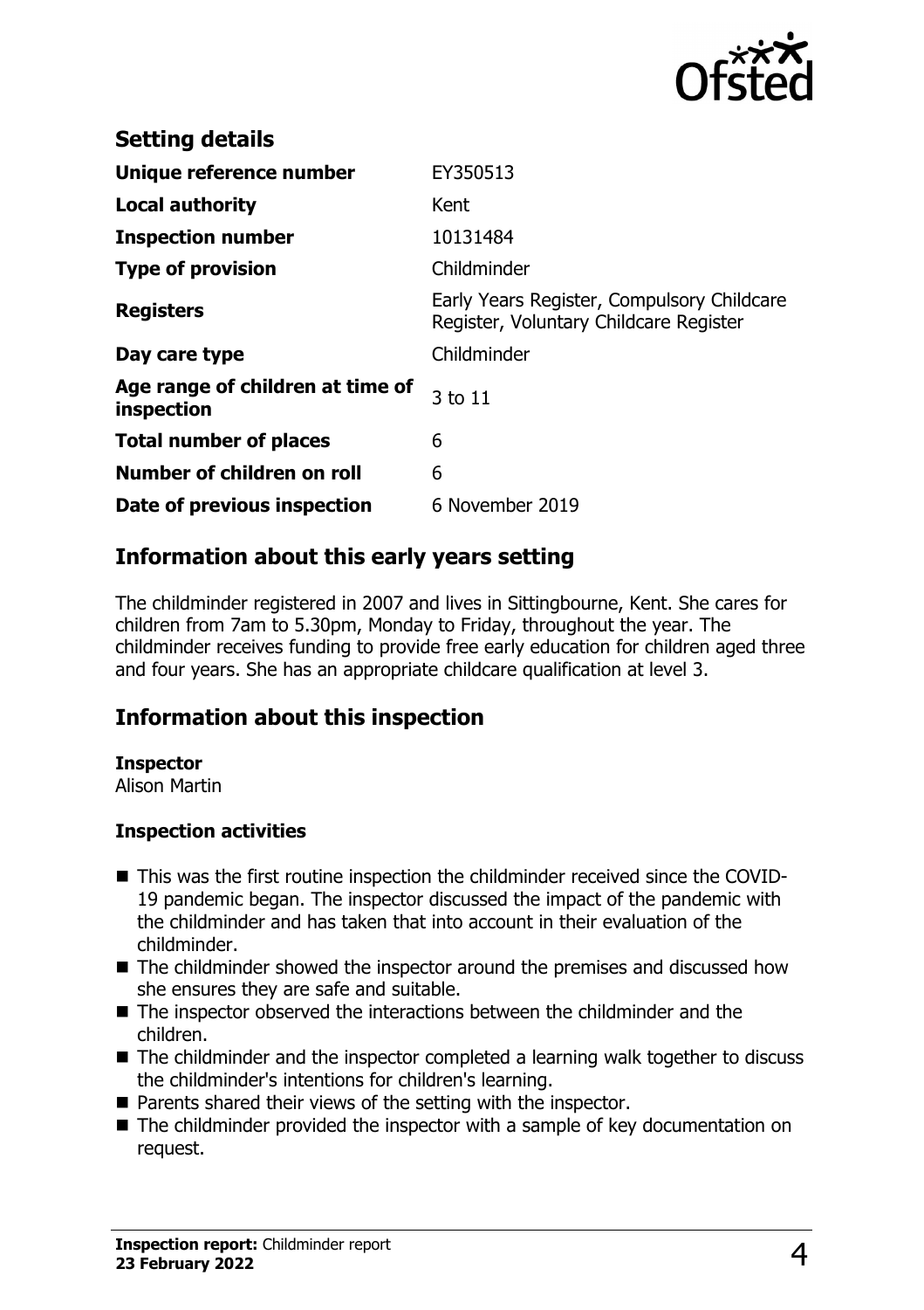## Setting details

| | |
|---|---|
| **Unique reference number** | EY350513 |
| **Local authority** | Kent |
| **Inspection number** | 10131484 |
| **Type of provision** | Childminder |
| **Registers** | Early Years Register, Compulsory Childcare Register, Voluntary Childcare Register |
| **Day care type** | Childminder |
| **Age range of children at time of inspection** | 3 to 11 |
| **Total number of places** | 6 |
| **Number of children on roll** | 6 |
| **Date of previous inspection** | 6 November 2019 |

## Information about this early years setting

The childminder registered in 2007 and lives in Sittingbourne, Kent. She cares for children from 7am to 5.30pm, Monday to Friday, throughout the year. The childminder receives funding to provide free early education for children aged three and four years. She has an appropriate childcare qualification at level 3.

## Information about this inspection

**Inspector**
Alison Martin

**Inspection activities**

- This was the first routine inspection the childminder received since the COVID-19 pandemic began. The inspector discussed the impact of the pandemic with the childminder and has taken that into account in their evaluation of the childminder.
- The childminder showed the inspector around the premises and discussed how she ensures they are safe and suitable.
- The inspector observed the interactions between the childminder and the children.
- The childminder and the inspector completed a learning walk together to discuss the childminder's intentions for children's learning.
- Parents shared their views of the setting with the inspector.
- The childminder provided the inspector with a sample of key documentation on request.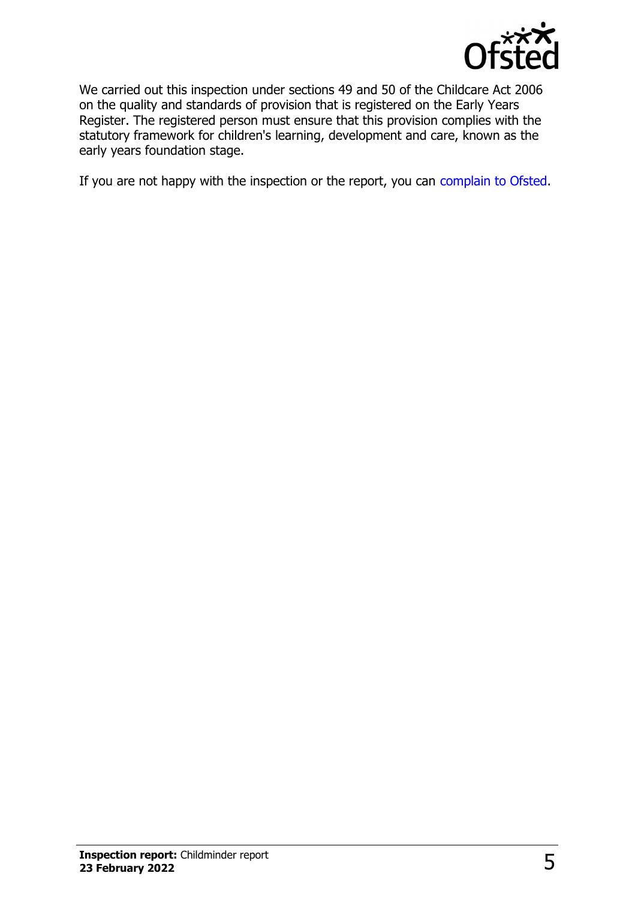We carried out this inspection under sections 49 and 50 of the Childcare Act 2006 on the quality and standards of provision that is registered on the Early Years Register. The registered person must ensure that this provision complies with the statutory framework for children's learning, development and care, known as the early years foundation stage.

If you are not happy with the inspection or the report, you can complain to Ofsted.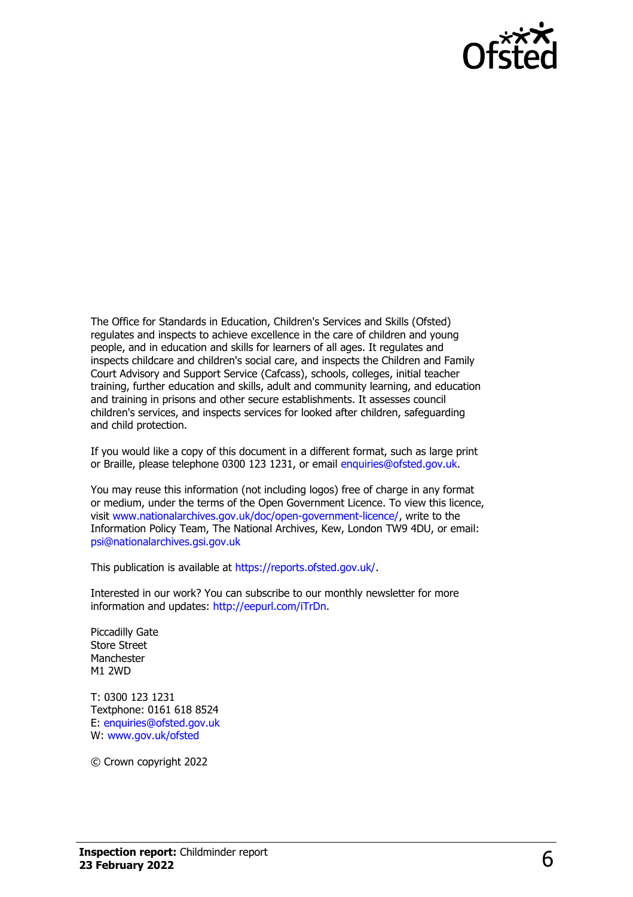The Office for Standards in Education, Children's Services and Skills (Ofsted) regulates and inspects to achieve excellence in the care of children and young people, and in education and skills for learners of all ages. It regulates and inspects childcare and children's social care, and inspects the Children and Family Court Advisory and Support Service (Cafcass), schools, colleges, initial teacher training, further education and skills, adult and community learning, and education and training in prisons and other secure establishments. It assesses council children's services, and inspects services for looked after children, safeguarding and child protection.

If you would like a copy of this document in a different format, such as large print or Braille, please telephone 0300 123 1231, or email enquiries@ofsted.gov.uk.

You may reuse this information (not including logos) free of charge in any format or medium, under the terms of the Open Government Licence. To view this licence, visit www.nationalarchives.gov.uk/doc/open-government-licence/, write to the Information Policy Team, The National Archives, Kew, London TW9 4DU, or email: psi@nationalarchives.gsi.gov.uk

This publication is available at https://reports.ofsted.gov.uk/.

Interested in our work? You can subscribe to our monthly newsletter for more information and updates: http://eepurl.com/iTrDn.

Piccadilly Gate
Store Street
Manchester
M1 2WD

T: 0300 123 1231
Textphone: 0161 618 8524
E: enquiries@ofsted.gov.uk
W: www.gov.uk/ofsted

© Crown copyright 2022